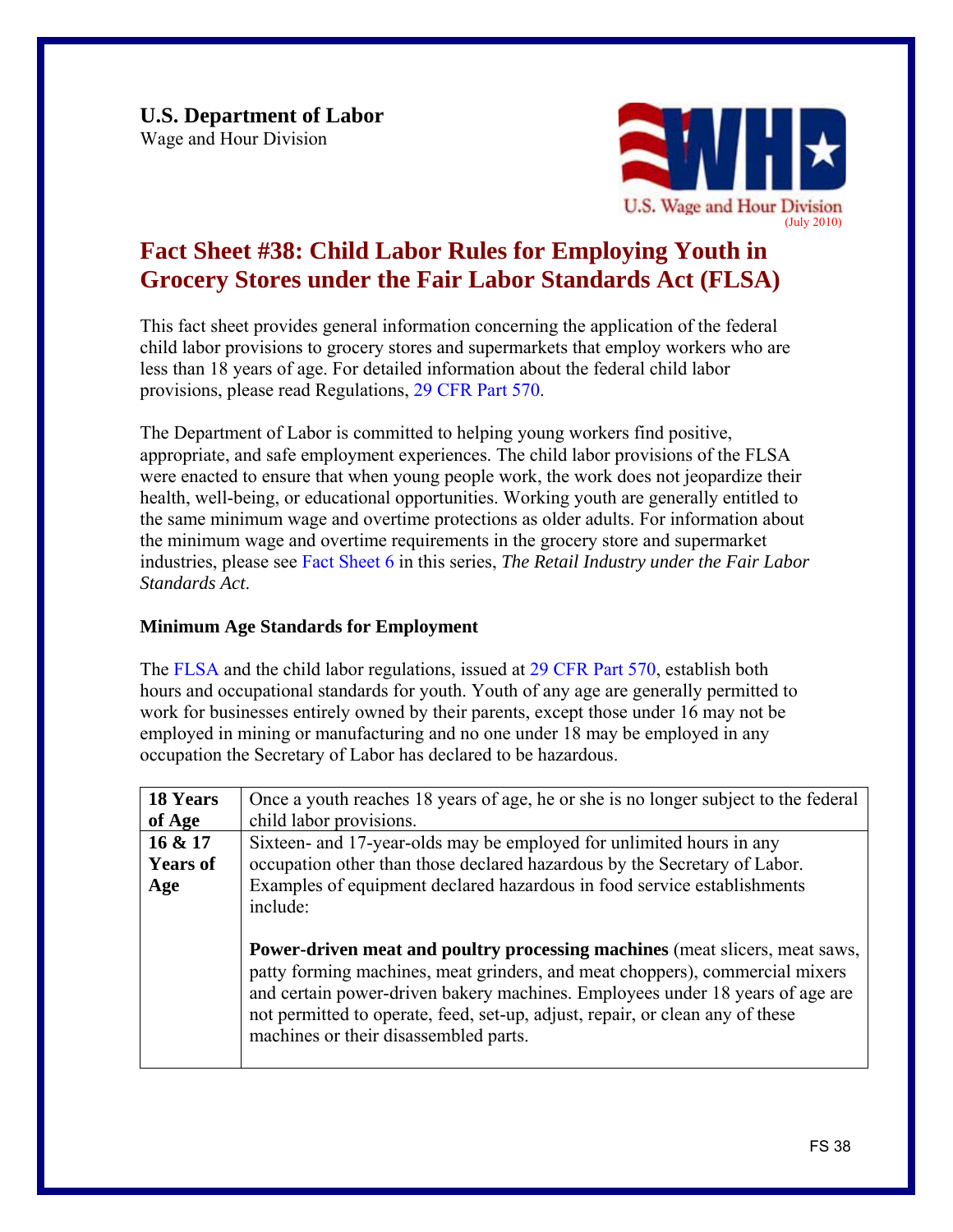**U.S. Department of Labor**
Wage and Hour Division

(July 2010)

# Fact Sheet #38: Child Labor Rules for Employing Youth in Grocery Stores under the Fair Labor Standards Act (FLSA)

This fact sheet provides general information concerning the application of the federal child labor provisions to grocery stores and supermarkets that employ workers who are less than 18 years of age. For detailed information about the federal child labor provisions, please read Regulations, 29 CFR Part 570.

The Department of Labor is committed to helping young workers find positive, appropriate, and safe employment experiences. The child labor provisions of the FLSA were enacted to ensure that when young people work, the work does not jeopardize their health, well-being, or educational opportunities. Working youth are generally entitled to the same minimum wage and overtime protections as older adults. For information about the minimum wage and overtime requirements in the grocery store and supermarket industries, please see Fact Sheet 6 in this series, *The Retail Industry under the Fair Labor Standards Act*.

### Minimum Age Standards for Employment

The FLSA and the child labor regulations, issued at 29 CFR Part 570, establish both hours and occupational standards for youth. Youth of any age are generally permitted to work for businesses entirely owned by their parents, except those under 16 may not be employed in mining or manufacturing and no one under 18 may be employed in any occupation the Secretary of Labor has declared to be hazardous.

| | |
|---|---|
| **18 Years of Age** | Once a youth reaches 18 years of age, he or she is no longer subject to the federal child labor provisions. |
| **16 & 17 Years of Age** | Sixteen- and 17-year-olds may be employed for unlimited hours in any occupation other than those declared hazardous by the Secretary of Labor. Examples of equipment declared hazardous in food service establishments include:<br><br>**Power-driven meat and poultry processing machines** (meat slicers, meat saws, patty forming machines, meat grinders, and meat choppers), commercial mixers and certain power-driven bakery machines. Employees under 18 years of age are not permitted to operate, feed, set-up, adjust, repair, or clean any of these machines or their disassembled parts. |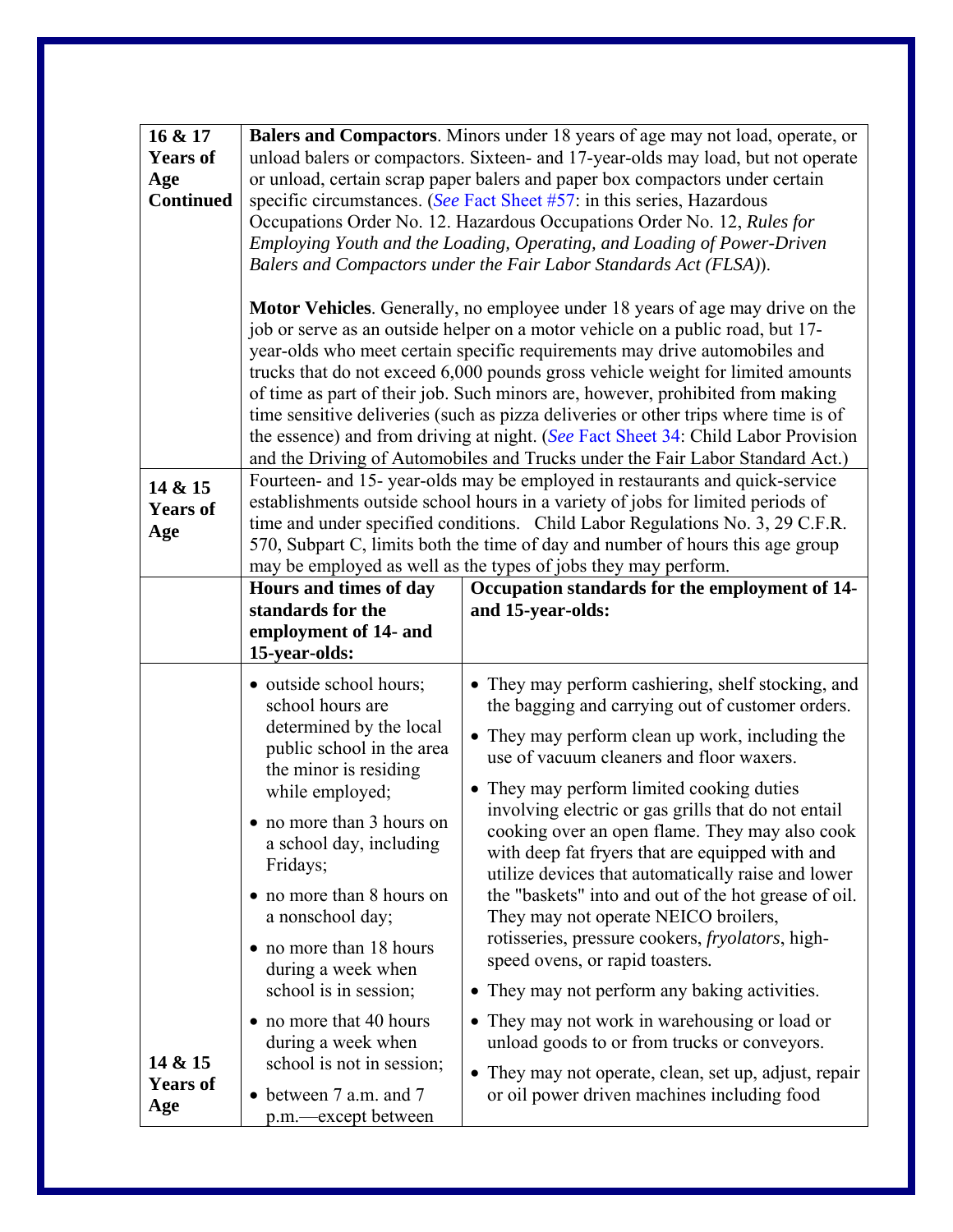| | | |
|---|---|---|
| **16 & 17 Years of Age Continued** | **Balers and Compactors**. Minors under 18 years of age may not load, operate, or unload balers or compactors. Sixteen- and 17-year-olds may load, but not operate or unload, certain scrap paper balers and paper box compactors under certain specific circumstances. (*See* Fact Sheet #57: in this series, Hazardous Occupations Order No. 12. Hazardous Occupations Order No. 12, *Rules for Employing Youth and the Loading, Operating, and Loading of Power-Driven Balers and Compactors under the Fair Labor Standards Act (FLSA)*).<br><br>**Motor Vehicles**. Generally, no employee under 18 years of age may drive on the job or serve as an outside helper on a motor vehicle on a public road, but 17-year-olds who meet certain specific requirements may drive automobiles and trucks that do not exceed 6,000 pounds gross vehicle weight for limited amounts of time as part of their job. Such minors are, however, prohibited from making time sensitive deliveries (such as pizza deliveries or other trips where time is of the essence) and from driving at night. (*See* Fact Sheet 34: Child Labor Provision and the Driving of Automobiles and Trucks under the Fair Labor Standard Act.) | |
| **14 & 15 Years of Age** | Fourteen- and 15- year-olds may be employed in restaurants and quick-service establishments outside school hours in a variety of jobs for limited periods of time and under specified conditions. Child Labor Regulations No. 3, 29 C.F.R. 570, Subpart C, limits both the time of day and number of hours this age group may be employed as well as the types of jobs they may perform. | |
| | **Hours and times of day standards for the employment of 14- and 15-year-olds:** | **Occupation standards for the employment of 14- and 15-year-olds:** |
| **14 & 15 Years of Age** | • outside school hours; school hours are determined by the local public school in the area the minor is residing while employed;<br>• no more than 3 hours on a school day, including Fridays;<br>• no more than 8 hours on a nonschool day;<br>• no more than 18 hours during a week when school is in session;<br>• no more that 40 hours during a week when school is not in session;<br>• between 7 a.m. and 7 p.m.—except between | • They may perform cashiering, shelf stocking, and the bagging and carrying out of customer orders.<br>• They may perform clean up work, including the use of vacuum cleaners and floor waxers.<br>• They may perform limited cooking duties involving electric or gas grills that do not entail cooking over an open flame. They may also cook with deep fat fryers that are equipped with and utilize devices that automatically raise and lower the "baskets" into and out of the hot grease of oil. They may not operate NEICO broilers, rotisseries, pressure cookers, *fryolators*, high-speed ovens, or rapid toasters.<br>• They may not perform any baking activities.<br>• They may not work in warehousing or load or unload goods to or from trucks or conveyors.<br>• They may not operate, clean, set up, adjust, repair or oil power driven machines including food |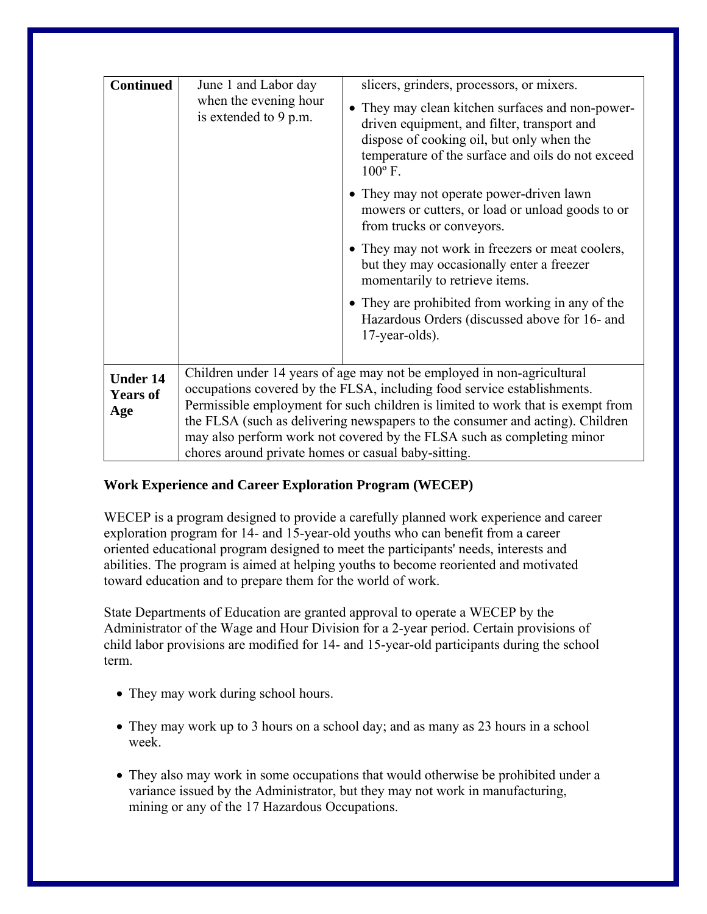| Continued | June 1 and Labor day when the evening hour is extended to 9 p.m. | slicers, grinders, processors, or mixers.<br>• They may clean kitchen surfaces and non-power-driven equipment, and filter, transport and dispose of cooking oil, but only when the temperature of the surface and oils do not exceed 100º F.<br>• They may not operate power-driven lawn mowers or cutters, or load or unload goods to or from trucks or conveyors.<br>• They may not work in freezers or meat coolers, but they may occasionally enter a freezer momentarily to retrieve items.<br>• They are prohibited from working in any of the Hazardous Orders (discussed above for 16- and 17-year-olds). |
|---|---|---|
| **Under 14 Years of Age** | Children under 14 years of age may not be employed in non-agricultural occupations covered by the FLSA, including food service establishments. Permissible employment for such children is limited to work that is exempt from the FLSA (such as delivering newspapers to the consumer and acting). Children may also perform work not covered by the FLSA such as completing minor chores around private homes or casual baby-sitting. | |

**Work Experience and Career Exploration Program (WECEP)**

WECEP is a program designed to provide a carefully planned work experience and career exploration program for 14- and 15-year-old youths who can benefit from a career oriented educational program designed to meet the participants' needs, interests and abilities. The program is aimed at helping youths to become reoriented and motivated toward education and to prepare them for the world of work.

State Departments of Education are granted approval to operate a WECEP by the Administrator of the Wage and Hour Division for a 2-year period. Certain provisions of child labor provisions are modified for 14- and 15-year-old participants during the school term.

- They may work during school hours.
- They may work up to 3 hours on a school day; and as many as 23 hours in a school week.
- They also may work in some occupations that would otherwise be prohibited under a variance issued by the Administrator, but they may not work in manufacturing, mining or any of the 17 Hazardous Occupations.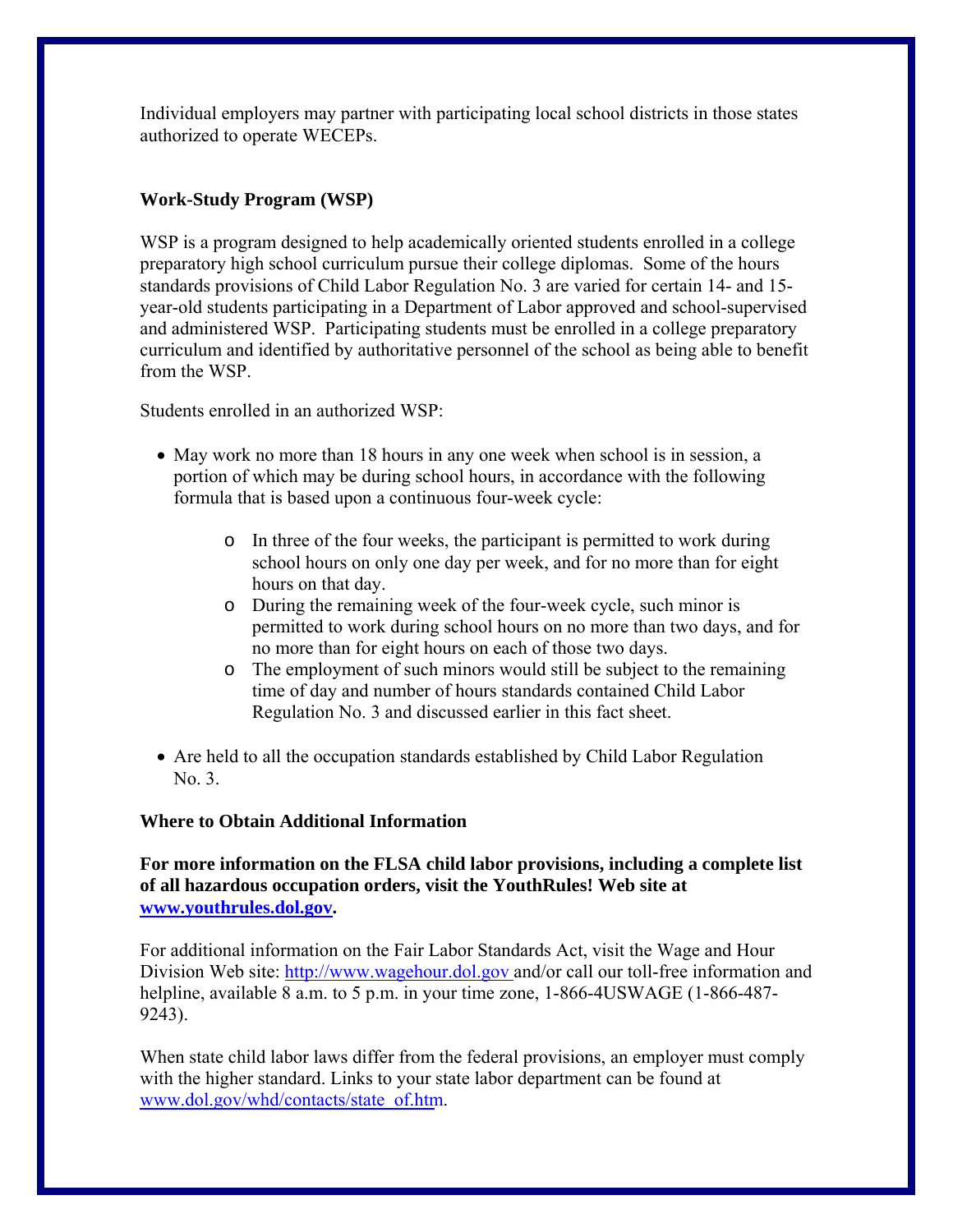Individual employers may partner with participating local school districts in those states authorized to operate WECEPs.

### Work-Study Program (WSP)

WSP is a program designed to help academically oriented students enrolled in a college preparatory high school curriculum pursue their college diplomas. Some of the hours standards provisions of Child Labor Regulation No. 3 are varied for certain 14- and 15-year-old students participating in a Department of Labor approved and school-supervised and administered WSP. Participating students must be enrolled in a college preparatory curriculum and identified by authoritative personnel of the school as being able to benefit from the WSP.

Students enrolled in an authorized WSP:

- May work no more than 18 hours in any one week when school is in session, a portion of which may be during school hours, in accordance with the following formula that is based upon a continuous four-week cycle:
    - In three of the four weeks, the participant is permitted to work during school hours on only one day per week, and for no more than for eight hours on that day.
    - During the remaining week of the four-week cycle, such minor is permitted to work during school hours on no more than two days, and for no more than for eight hours on each of those two days.
    - The employment of such minors would still be subject to the remaining time of day and number of hours standards contained Child Labor Regulation No. 3 and discussed earlier in this fact sheet.
- Are held to all the occupation standards established by Child Labor Regulation No. 3.

### Where to Obtain Additional Information

**For more information on the FLSA child labor provisions, including a complete list of all hazardous occupation orders, visit the YouthRules! Web site at [www.youthrules.dol.gov](www.youthrules.dol.gov).**

For additional information on the Fair Labor Standards Act, visit the Wage and Hour Division Web site: [http://www.wagehour.dol.gov](http://www.wagehour.dol.gov) and/or call our toll-free information and helpline, available 8 a.m. to 5 p.m. in your time zone, 1-866-4USWAGE (1-866-487-9243).

When state child labor laws differ from the federal provisions, an employer must comply with the higher standard. Links to your state labor department can be found at [www.dol.gov/whd/contacts/state_of.htm](www.dol.gov/whd/contacts/state_of.htm).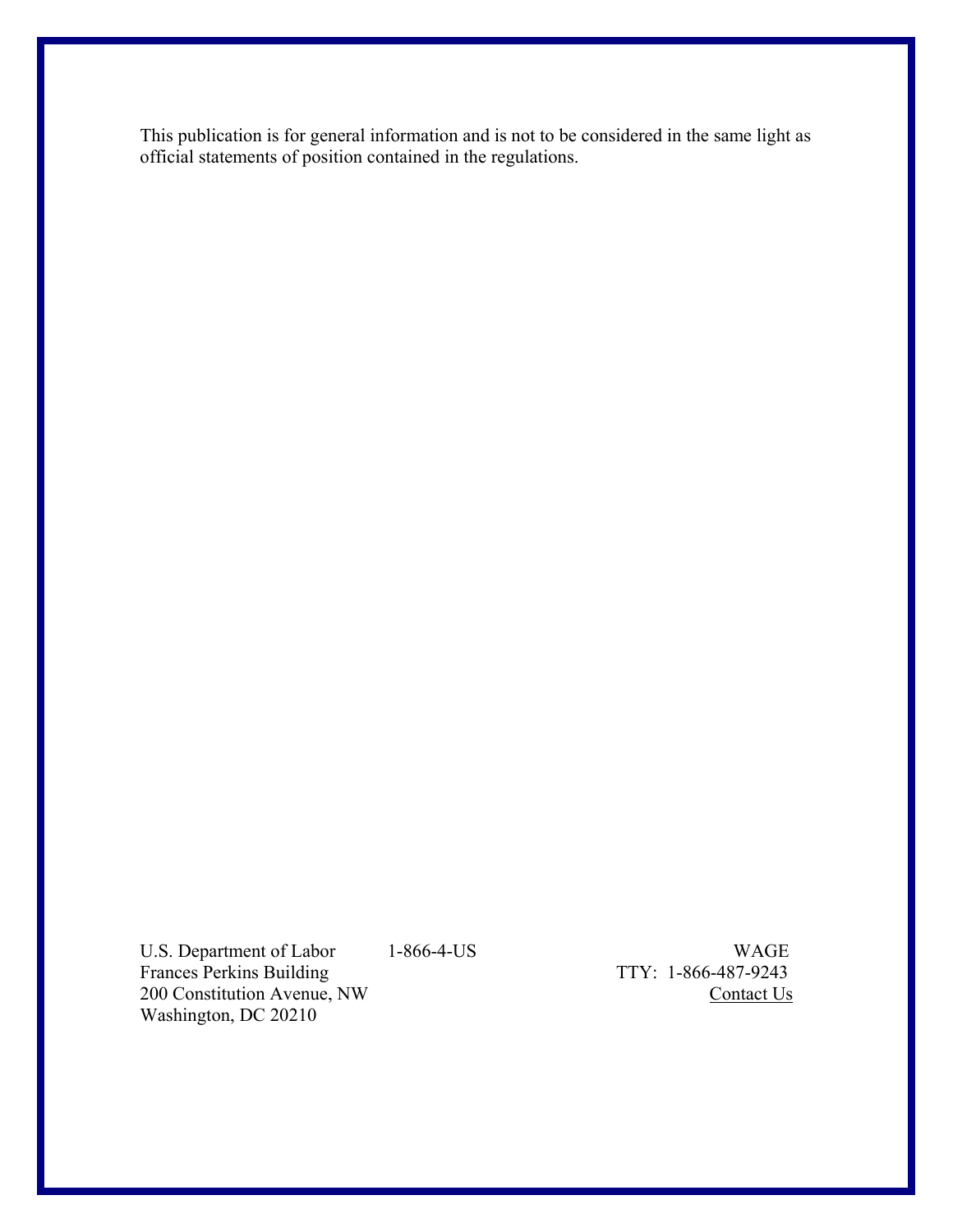This publication is for general information and is not to be considered in the same light as official statements of position contained in the regulations.

U.S. Department of Labor
Frances Perkins Building
200 Constitution Avenue, NW
Washington, DC 20210

1-866-4-USWAGE
TTY: 1-866-487-9243
Contact Us